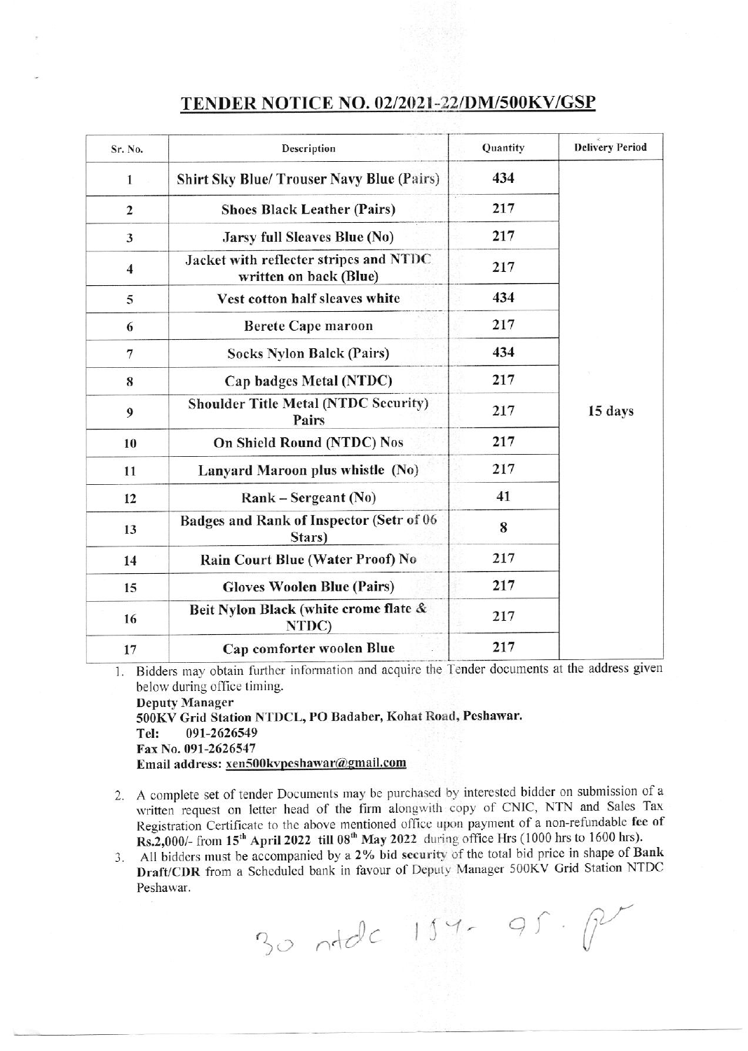# TENDER NOTICE NO. 02/2021-22/DM/500KV/GSP

| Sr. No. | Description | Quantity | Delivery Period |
|---|---|---|---|
| 1 | Shirt Sky Blue/ Trouser Navy Blue (Pairs) | 434 | 15 days |
| 2 | Shoes Black Leather (Pairs) | 217 | |
| 3 | Jarsy full Sleaves Blue (No) | 217 | |
| 4 | Jacket with reflecter stripes and NTDC written on back (Blue) | 217 | |
| 5 | Vest cotton half sleaves white | 434 | |
| 6 | Berete Cape maroon | 217 | |
| 7 | Socks Nylon Balck (Pairs) | 434 | |
| 8 | Cap badges Metal (NTDC) | 217 | |
| 9 | Shoulder Title Metal (NTDC Security) Pairs | 217 | |
| 10 | On Shield Round (NTDC) Nos | 217 | |
| 11 | Lanyard Maroon plus whistle (No) | 217 | |
| 12 | Rank – Sergeant (No) | 41 | |
| 13 | Badges and Rank of Inspector (Setr of 06 Stars) | 8 | |
| 14 | Rain Court Blue (Water Proof) No | 217 | |
| 15 | Gloves Woolen Blue (Pairs) | 217 | |
| 16 | Beit Nylon Black (white crome flate & NTDC) | 217 | |
| 17 | Cap comforter woolen Blue | 217 | |

1. Bidders may obtain further information and acquire the Tender documents at the address given below during office timing.
   **Deputy Manager**
   **500KV Grid Station NTDCL, PO Badaber, Kohat Road, Peshawar.**
   **Tel: 091-2626549**
   **Fax No. 091-2626547**
   **Email address: xen500kvpeshawar@gmail.com**

2. A complete set of tender Documents may be purchased by interested bidder on submission of a written request on letter head of the firm alongwith copy of CNIC, NTN and Sales Tax Registration Certificate to the above mentioned office upon payment of a non-refundable fee of **Rs.2,000/-** from **15th April 2022 till 08th May 2022** during office Hrs (1000 hrs to 1600 hrs).

3. All bidders must be accompanied by a **2%** bid security of the total bid price in shape of **Bank Draft/CDR** from a Scheduled bank in favour of Deputy Manager 500KV Grid Station NTDC Peshawar.

30 ntdc 154- 95. P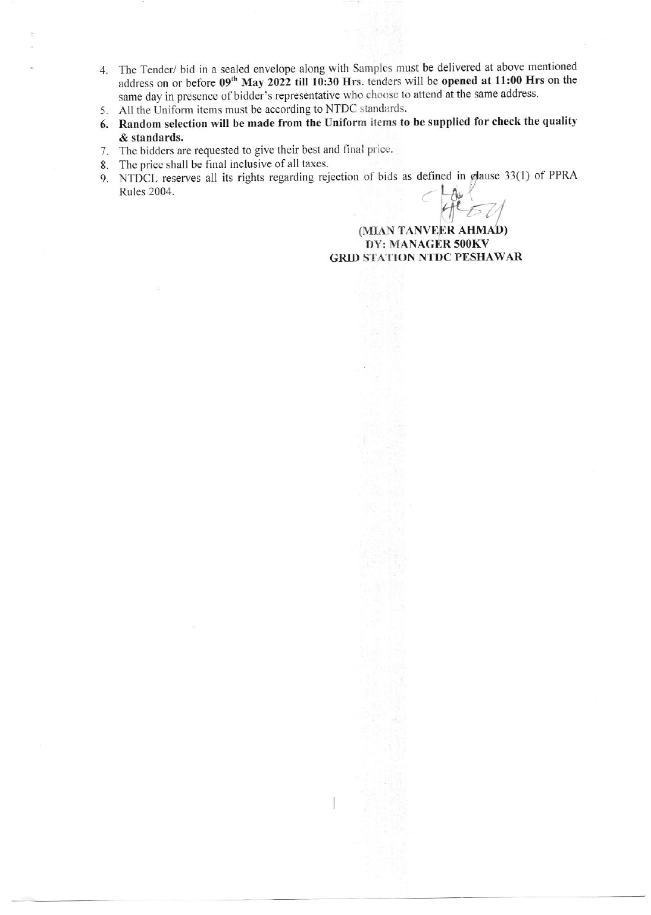4. The Tender/ bid in a sealed envelope along with Samples must be delivered at above mentioned address on or before **09th May 2022 till 10:30 Hrs**. tenders will be **opened at 11:00 Hrs** on the same day in presence of bidder's representative who choose to attend at the same address.
5. All the Uniform items must be according to NTDC standards.
6. **Random selection will be made from the Uniform items to be supplied for check the quality & standards.**
7. The bidders are requested to give their best and final price.
8. The price shall be final inclusive of all taxes.
9. NTDCL reserves all its rights regarding rejection of bids as defined in clause 33(1) of PPRA Rules 2004.

**(MIAN TANVEER AHMAD)**
**DY: MANAGER 500KV**
**GRID STATION NTDC PESHAWAR**